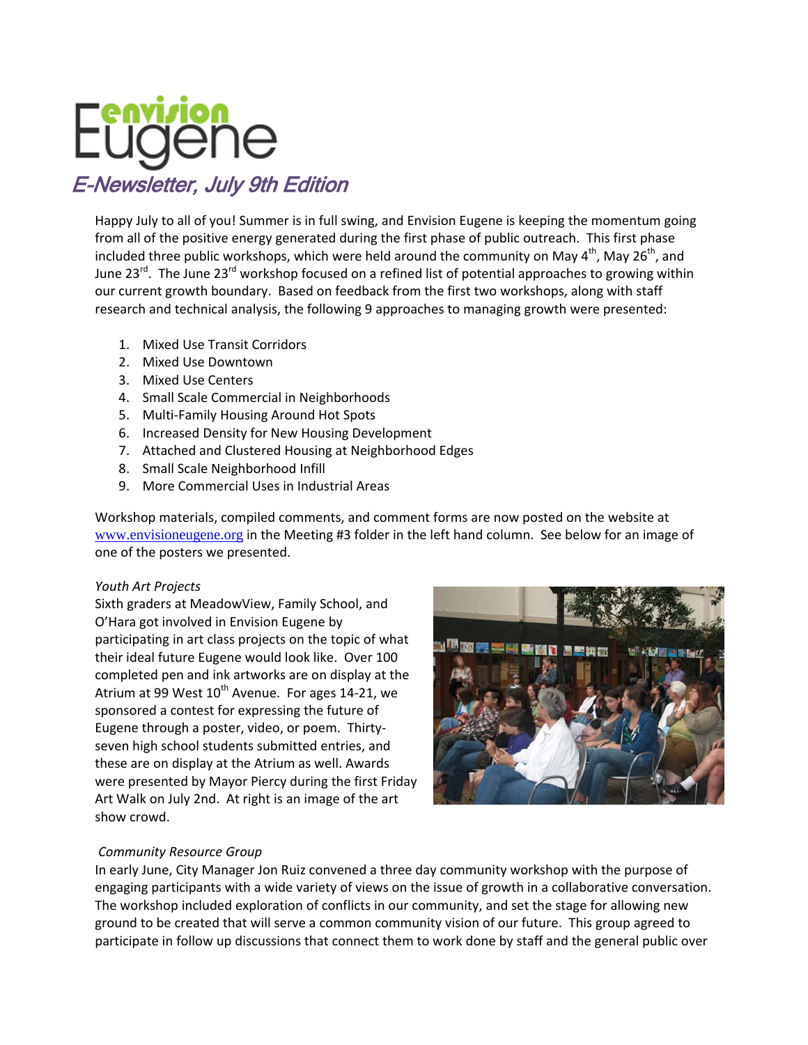# Envision Eugene

## E-Newsletter, July 9th Edition

Happy July to all of you! Summer is in full swing, and Envision Eugene is keeping the momentum going from all of the positive energy generated during the first phase of public outreach. This first phase included three public workshops, which were held around the community on May 4th, May 26th, and June 23rd. The June 23rd workshop focused on a refined list of potential approaches to growing within our current growth boundary. Based on feedback from the first two workshops, along with staff research and technical analysis, the following 9 approaches to managing growth were presented:

1. Mixed Use Transit Corridors
2. Mixed Use Downtown
3. Mixed Use Centers
4. Small Scale Commercial in Neighborhoods
5. Multi-Family Housing Around Hot Spots
6. Increased Density for New Housing Development
7. Attached and Clustered Housing at Neighborhood Edges
8. Small Scale Neighborhood Infill
9. More Commercial Uses in Industrial Areas

Workshop materials, compiled comments, and comment forms are now posted on the website at www.envisioneugene.org in the Meeting #3 folder in the left hand column. See below for an image of one of the posters we presented.

*Youth Art Projects*

Sixth graders at MeadowView, Family School, and O'Hara got involved in Envision Eugene by participating in art class projects on the topic of what their ideal future Eugene would look like. Over 100 completed pen and ink artworks are on display at the Atrium at 99 West 10th Avenue. For ages 14-21, we sponsored a contest for expressing the future of Eugene through a poster, video, or poem. Thirty-seven high school students submitted entries, and these are on display at the Atrium as well. Awards were presented by Mayor Piercy during the first Friday Art Walk on July 2nd. At right is an image of the art show crowd.

*Community Resource Group*

In early June, City Manager Jon Ruiz convened a three day community workshop with the purpose of engaging participants with a wide variety of views on the issue of growth in a collaborative conversation. The workshop included exploration of conflicts in our community, and set the stage for allowing new ground to be created that will serve a common community vision of our future. This group agreed to participate in follow up discussions that connect them to work done by staff and the general public over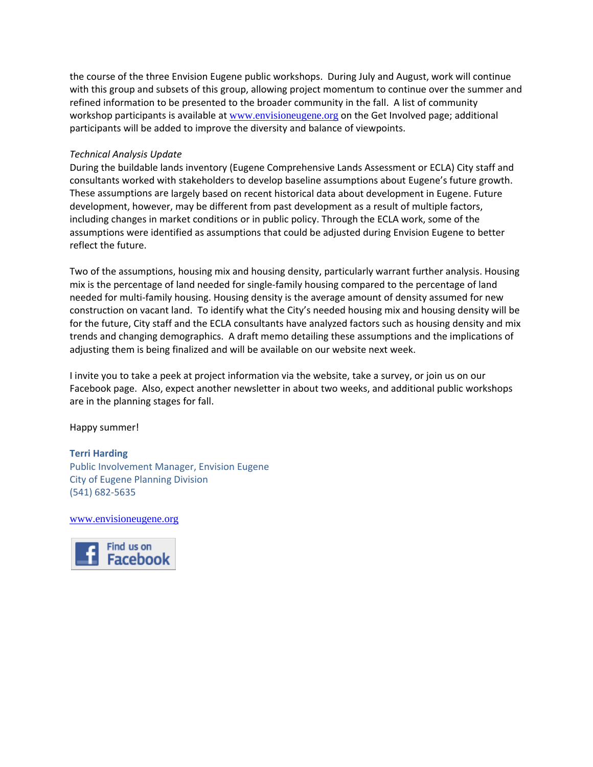the course of the three Envision Eugene public workshops. During July and August, work will continue with this group and subsets of this group, allowing project momentum to continue over the summer and refined information to be presented to the broader community in the fall. A list of community workshop participants is available at www.envisioneugene.org on the Get Involved page; additional participants will be added to improve the diversity and balance of viewpoints.

*Technical Analysis Update*

During the buildable lands inventory (Eugene Comprehensive Lands Assessment or ECLA) City staff and consultants worked with stakeholders to develop baseline assumptions about Eugene's future growth. These assumptions are largely based on recent historical data about development in Eugene. Future development, however, may be different from past development as a result of multiple factors, including changes in market conditions or in public policy. Through the ECLA work, some of the assumptions were identified as assumptions that could be adjusted during Envision Eugene to better reflect the future.

Two of the assumptions, housing mix and housing density, particularly warrant further analysis. Housing mix is the percentage of land needed for single-family housing compared to the percentage of land needed for multi-family housing. Housing density is the average amount of density assumed for new construction on vacant land. To identify what the City's needed housing mix and housing density will be for the future, City staff and the ECLA consultants have analyzed factors such as housing density and mix trends and changing demographics. A draft memo detailing these assumptions and the implications of adjusting them is being finalized and will be available on our website next week.

I invite you to take a peek at project information via the website, take a survey, or join us on our Facebook page. Also, expect another newsletter in about two weeks, and additional public workshops are in the planning stages for fall.

Happy summer!

**Terri Harding**
Public Involvement Manager, Envision Eugene
City of Eugene Planning Division
(541) 682-5635

www.envisioneugene.org

Find us on Facebook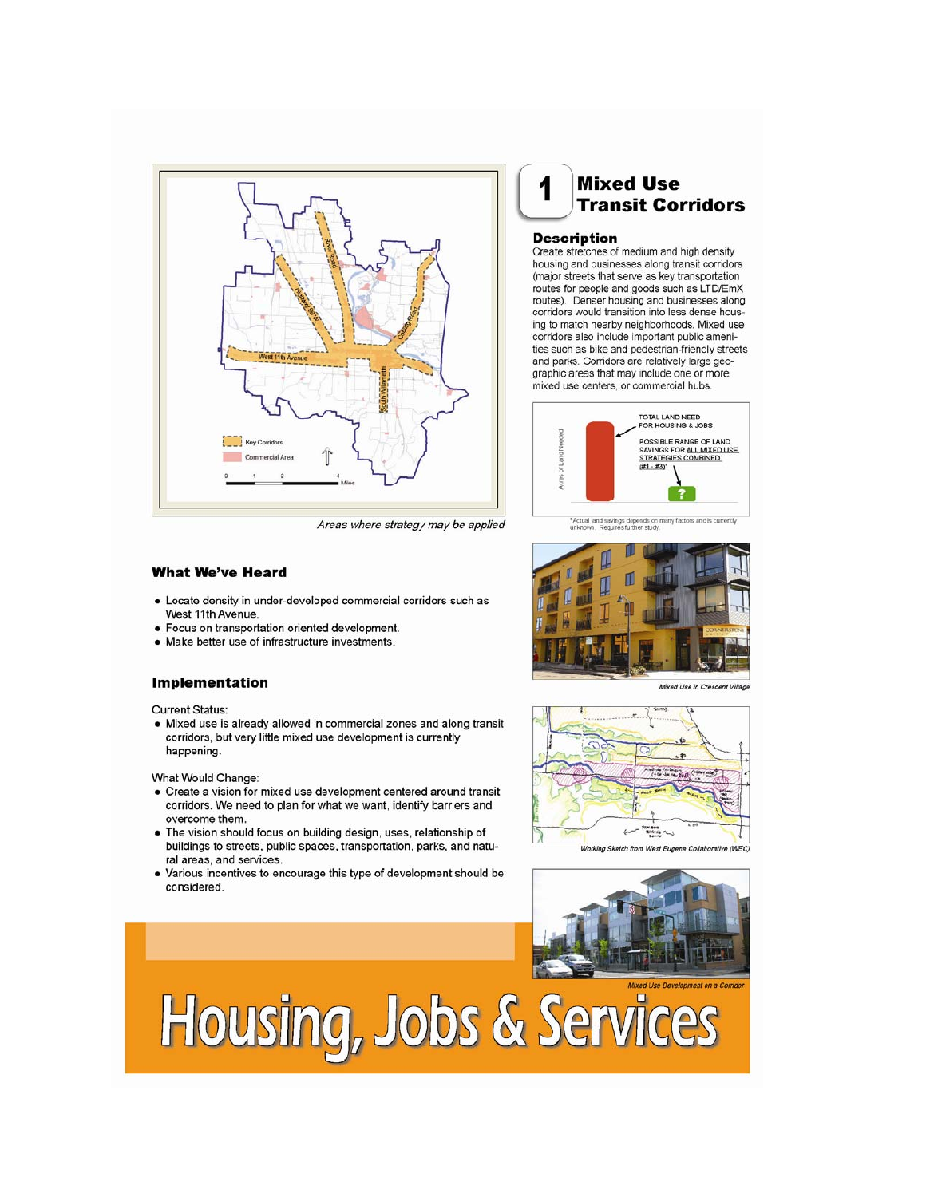# 1 Mixed Use Transit Corridors

Key Corridors

Commercial Area

0 1 2 4 Miles

West 11th Avenue

River Road

Highway 99 W

Coburg Road

South Willamette

*Areas where strategy may be applied*

## Description

Create stretches of medium and high density housing and businesses along transit corridors (major streets that serve as key transportation routes for people and goods such as LTD/EmX routes). Denser housing and businesses along corridors would transition into less dense housing to match nearby neighborhoods. Mixed use corridors also include important public amenities such as bike and pedestrian-friendly streets and parks. Corridors are relatively large geographic areas that may include one or more mixed use centers, or commercial hubs.

TOTAL LAND NEED FOR HOUSING & JOBS

POSSIBLE RANGE OF LAND SAVINGS FOR ALL MIXED USE STRATEGIES COMBINED (#1 - #3)*

Acres of Land Needed

?

*Actual land savings depends on many factors and is currently unknown. Requires further study.

## What We've Heard

- Locate density in under-developed commercial corridors such as West 11th Avenue.
- Focus on transportation oriented development.
- Make better use of infrastructure investments.

## Implementation

Current Status:

- Mixed use is already allowed in commercial zones and along transit corridors, but very little mixed use development is currently happening.

What Would Change:

- Create a vision for mixed use development centered around transit corridors. We need to plan for what we want, identify barriers and overcome them.
- The vision should focus on building design, uses, relationship of buildings to streets, public spaces, transportation, parks, and natural areas, and services.
- Various incentives to encourage this type of development should be considered.

*Mixed Use in Crescent Village*

*Working Sketch from West Eugene Collaborative (WEC)*

*Mixed Use Development on a Corridor*

# Housing, Jobs & Services